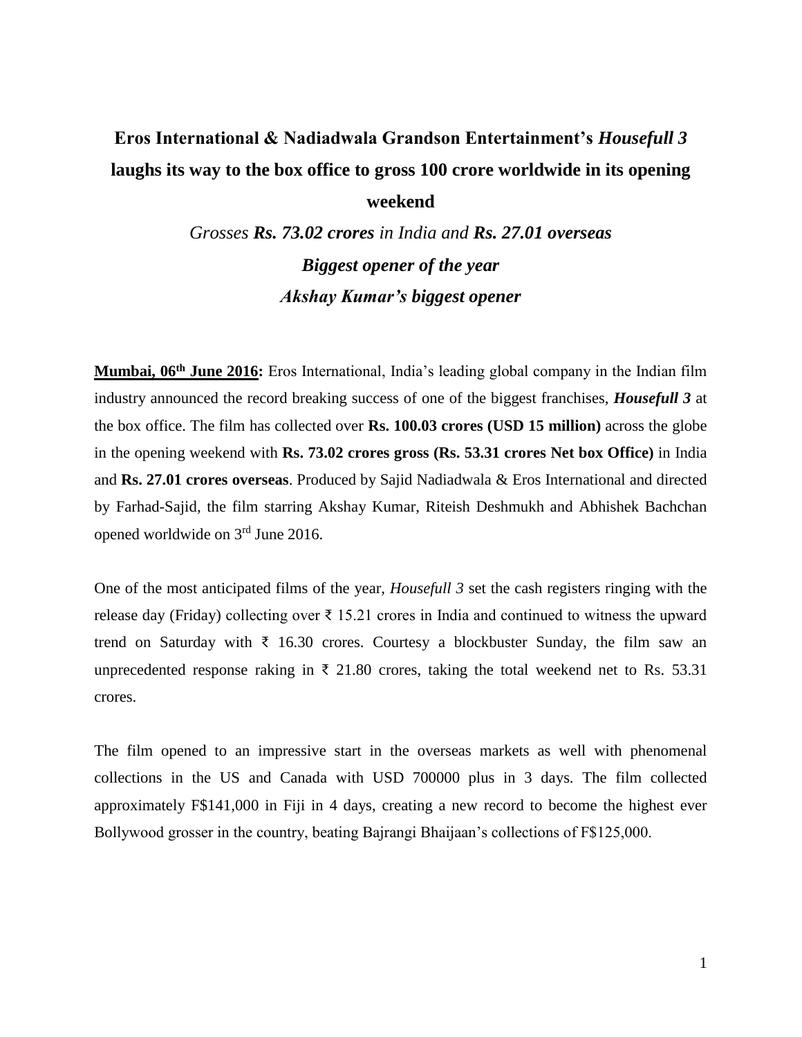# Eros International & Nadiadwala Grandson Entertainment's *Housefull 3* laughs its way to the box office to gross 100 crore worldwide in its opening weekend

*Grosses **Rs. 73.02 crores** in India and **Rs. 27.01 overseas***

***Biggest opener of the year***

***Akshay Kumar's biggest opener***

**Mumbai, 06th June 2016:** Eros International, India's leading global company in the Indian film industry announced the record breaking success of one of the biggest franchises, ***Housefull 3*** at the box office. The film has collected over **Rs. 100.03 crores (USD 15 million)** across the globe in the opening weekend with **Rs. 73.02 crores gross (Rs. 53.31 crores Net box Office)** in India and **Rs. 27.01 crores overseas**. Produced by Sajid Nadiadwala & Eros International and directed by Farhad-Sajid, the film starring Akshay Kumar, Riteish Deshmukh and Abhishek Bachchan opened worldwide on 3rd June 2016.

One of the most anticipated films of the year, *Housefull 3* set the cash registers ringing with the release day (Friday) collecting over ₹ 15.21 crores in India and continued to witness the upward trend on Saturday with ₹ 16.30 crores. Courtesy a blockbuster Sunday, the film saw an unprecedented response raking in ₹ 21.80 crores, taking the total weekend net to Rs. 53.31 crores.

The film opened to an impressive start in the overseas markets as well with phenomenal collections in the US and Canada with USD 700000 plus in 3 days. The film collected approximately F$141,000 in Fiji in 4 days, creating a new record to become the highest ever Bollywood grosser in the country, beating Bajrangi Bhaijaan's collections of F$125,000.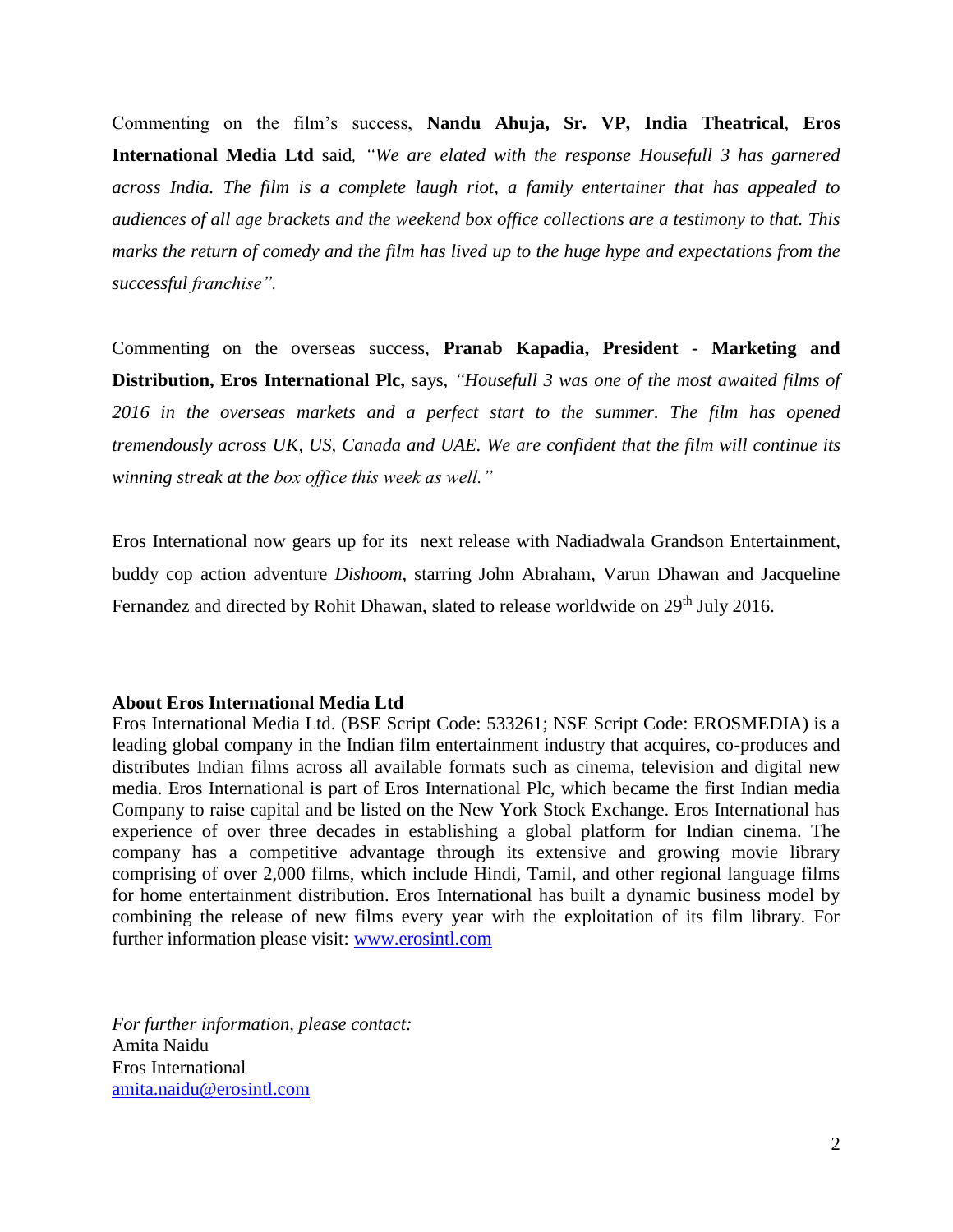Commenting on the film's success, **Nandu Ahuja, Sr. VP, India Theatrical**, **Eros International Media Ltd** said*, "We are elated with the response Housefull 3 has garnered across India. The film is a complete laugh riot, a family entertainer that has appealed to audiences of all age brackets and the weekend box office collections are a testimony to that. This marks the return of comedy and the film has lived up to the huge hype and expectations from the successful franchise".*

Commenting on the overseas success, **Pranab Kapadia, President - Marketing and Distribution, Eros International Plc,** says, *"Housefull 3 was one of the most awaited films of 2016 in the overseas markets and a perfect start to the summer. The film has opened tremendously across UK, US, Canada and UAE. We are confident that the film will continue its winning streak at the box office this week as well."*

Eros International now gears up for its next release with Nadiadwala Grandson Entertainment, buddy cop action adventure *Dishoom*, starring John Abraham, Varun Dhawan and Jacqueline Fernandez and directed by Rohit Dhawan, slated to release worldwide on 29th July 2016.

**About Eros International Media Ltd**

Eros International Media Ltd. (BSE Script Code: 533261; NSE Script Code: EROSMEDIA) is a leading global company in the Indian film entertainment industry that acquires, co-produces and distributes Indian films across all available formats such as cinema, television and digital new media. Eros International is part of Eros International Plc, which became the first Indian media Company to raise capital and be listed on the New York Stock Exchange. Eros International has experience of over three decades in establishing a global platform for Indian cinema. The company has a competitive advantage through its extensive and growing movie library comprising of over 2,000 films, which include Hindi, Tamil, and other regional language films for home entertainment distribution. Eros International has built a dynamic business model by combining the release of new films every year with the exploitation of its film library. For further information please visit: www.erosintl.com

*For further information, please contact:*
Amita Naidu
Eros International
amita.naidu@erosintl.com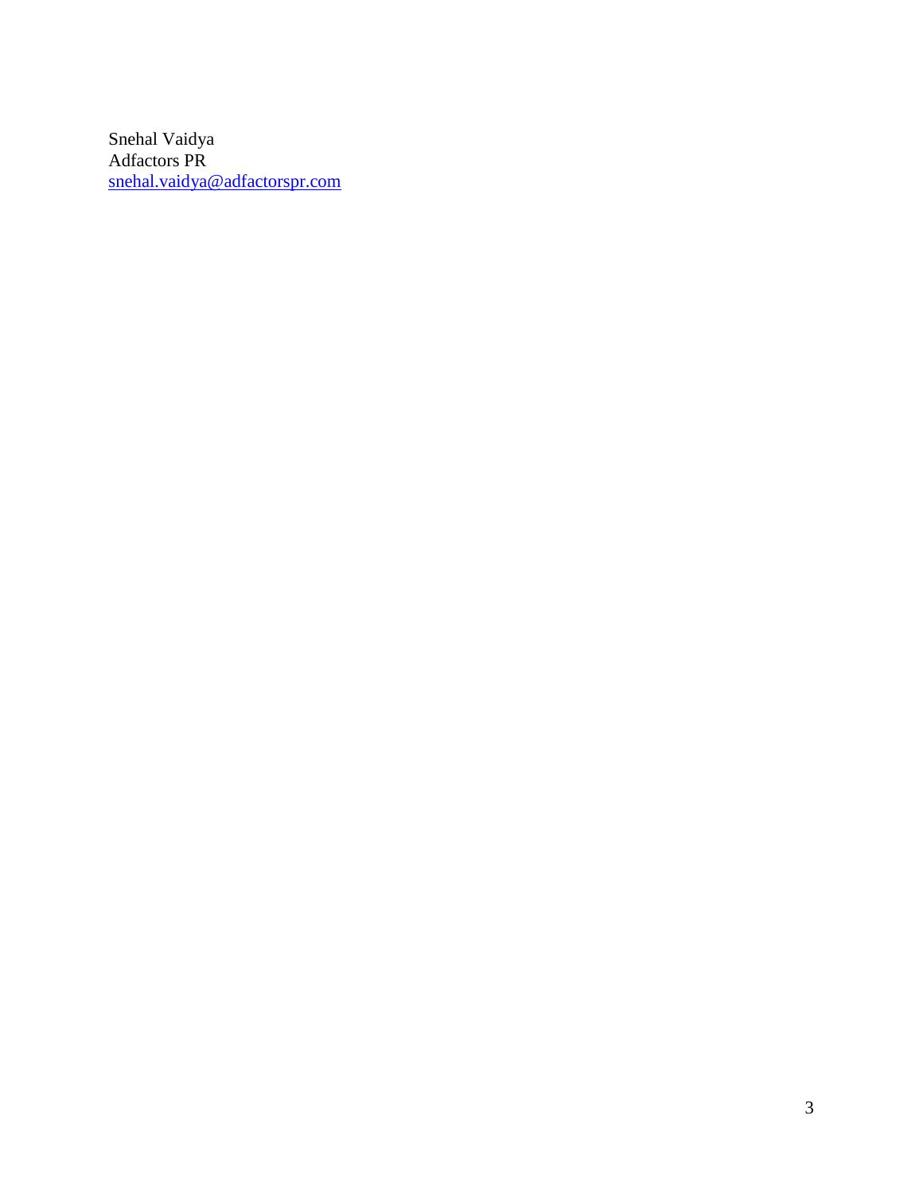Snehal Vaidya
Adfactors PR
snehal.vaidya@adfactorspr.com